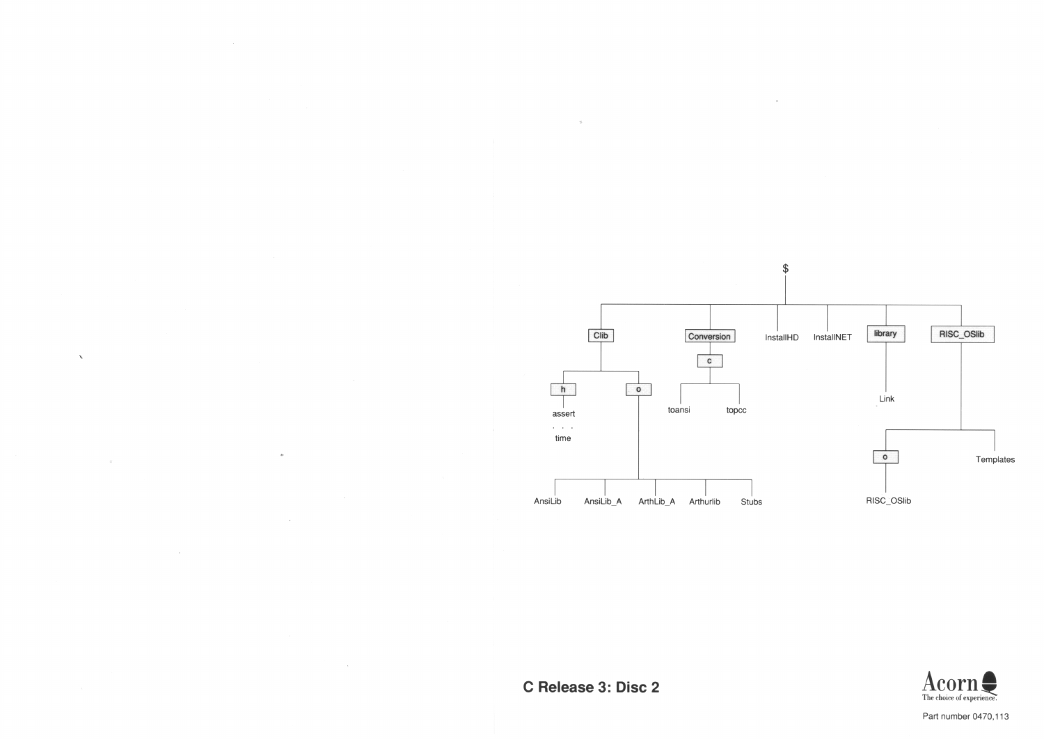```
$
├── Clib
│   ├── h
│   │   ├── assert
│   │   │   . . .
│   │   └── time
│   └── o
│       ├── AnsiLib
│       ├── AnsiLib_A
│       ├── ArthLib_A
│       ├── Arthurlib
│       └── Stubs
├── Conversion
│   └── c
│       ├── toansi
│       └── topcc
├── InstallHD
├── InstallNET
├── library
│   └── Link
└── RISC_OSlib
    ├── o
    │   └── RISC_OSlib
    └── Templates
```

**C Release 3: Disc 2**

Acorn
The choice of experience.

Part number 0470,113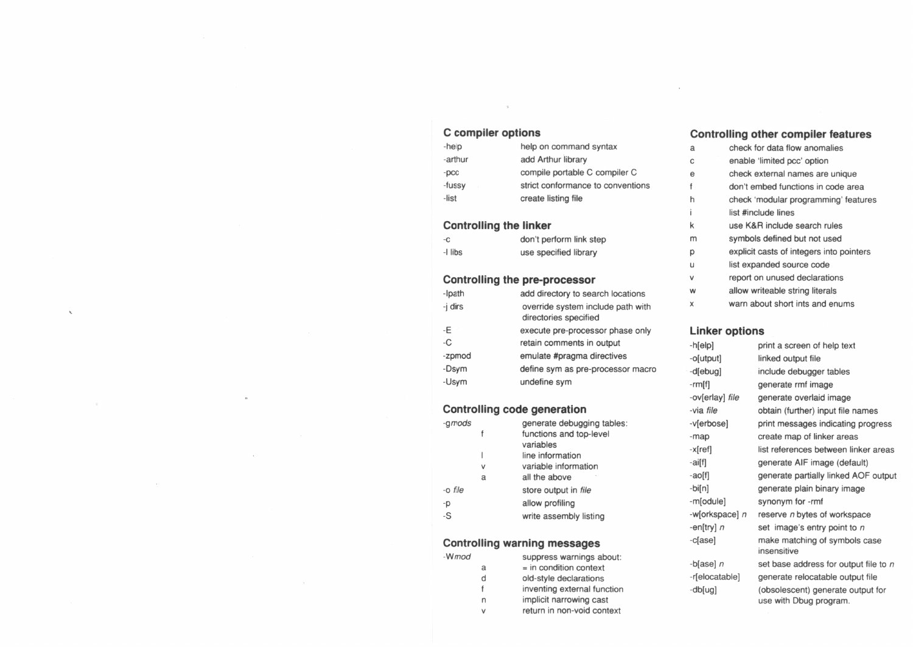## C compiler options

| | |
|---|---|
| -help | help on command syntax |
| -arthur | add Arthur library |
| -pcc | compile portable C compiler C |
| -fussy | strict conformance to conventions |
| -list | create listing file |

## Controlling the linker

| | |
|---|---|
| -c | don't perform link step |
| -l libs | use specified library |

## Controlling the pre-processor

| | |
|---|---|
| -Ipath | add directory to search locations |
| -j dirs | override system include path with directories specified |
| -E | execute pre-processor phase only |
| -C | retain comments in output |
| -zpmod | emulate #pragma directives |
| -Dsym | define sym as pre-processor macro |
| -Usym | undefine sym |

## Controlling code generation

| | | |
|---|---|---|
| -g*mods* | | generate debugging tables: |
| | f | functions and top-level variables |
| | l | line information |
| | v | variable information |
| | a | all the above |
| -o *file* | | store output in *file* |
| -p | | allow profiling |
| -S | | write assembly listing |

## Controlling warning messages

| | | |
|---|---|---|
| -W*mod* | | suppress warnings about: |
| | a | = in condition context |
| | d | old-style declarations |
| | f | inventing external function |
| | n | implicit narrowing cast |
| | v | return in non-void context |

## Controlling other compiler features

| | |
|---|---|
| a | check for data flow anomalies |
| c | enable 'limited pcc' option |
| e | check external names are unique |
| f | don't embed functions in code area |
| h | check 'modular programming' features |
| i | list #include lines |
| k | use K&R include search rules |
| m | symbols defined but not used |
| p | explicit casts of integers into pointers |
| u | list expanded source code |
| v | report on unused declarations |
| w | allow writeable string literals |
| x | warn about short ints and enums |

## Linker options

| | |
|---|---|
| -h[elp] | print a screen of help text |
| -o[utput] | linked output file |
| -d[ebug] | include debugger tables |
| -rm[f] | generate rmf image |
| -ov[erlay] *file* | generate overlaid image |
| -via *file* | obtain (further) input file names |
| -v[erbose] | print messages indicating progress |
| -map | create map of linker areas |
| -x[ref] | list references between linker areas |
| -ai[f] | generate AIF image (default) |
| -ao[f] | generate partially linked AOF output |
| -bi[n] | generate plain binary image |
| -m[odule] | synonym for -rmf |
| -w[orkspace] *n* | reserve *n* bytes of workspace |
| -en[try] *n* | set image's entry point to *n* |
| -c[ase] | make matching of symbols case insensitive |
| -b[ase] *n* | set base address for output file to *n* |
| -r[elocatable] | generate relocatable output file |
| -db[ug] | (obsolescent) generate output for use with Dbug program. |